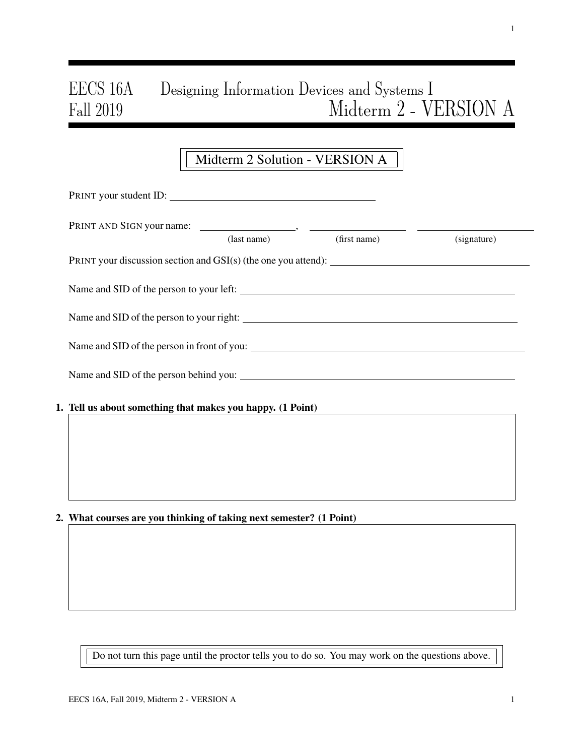# EECS 16A Designing Information Devices and Systems I
# Fall 2019 Midterm 2 - VERSION A

Midterm 2 Solution - VERSION A

PRINT your student ID: ________________________________

PRINT AND SIGN your name: ________________, ________________ ________________
(last name) (first name) (signature)

PRINT your discussion section and GSI(s) (the one you attend): ________________________________

Name and SID of the person to your left: ________________________________

Name and SID of the person to your right: ________________________________

Name and SID of the person in front of you: ________________________________

Name and SID of the person behind you: ________________________________

**1. Tell us about something that makes you happy. (1 Point)**

**2. What courses are you thinking of taking next semester? (1 Point)**

Do not turn this page until the proctor tells you to do so. You may work on the questions above.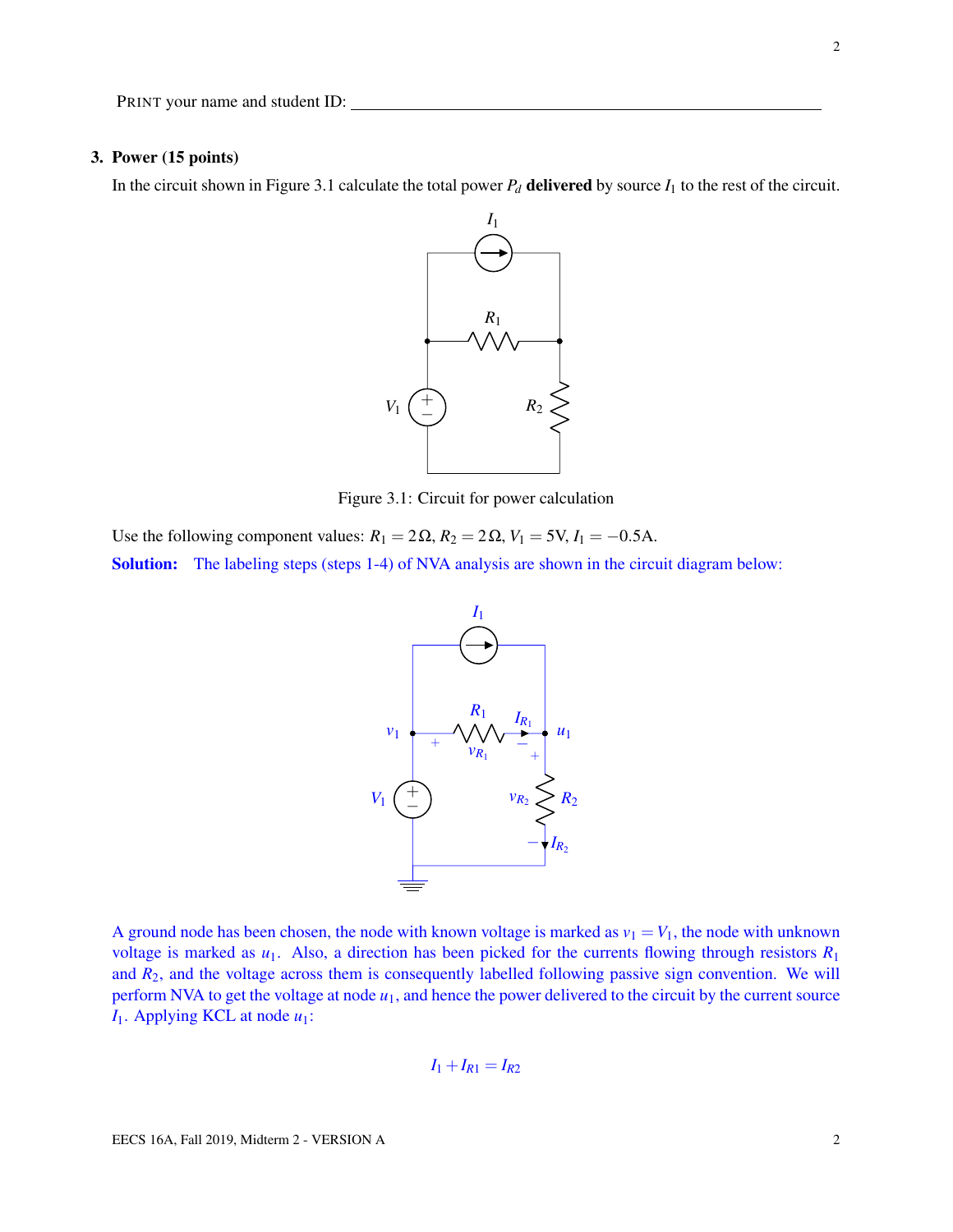PRINT your name and student ID: ____________________________________________

### 3. Power (15 points)

In the circuit shown in Figure 3.1 calculate the total power $P_d$ **delivered** by source $I_1$ to the rest of the circuit.

Figure 3.1: Circuit for power calculation

Use the following component values: $R_1 = 2\,\Omega$, $R_2 = 2\,\Omega$, $V_1 = 5\text{V}$, $I_1 = -0.5\text{A}$.

**Solution:** The labeling steps (steps 1-4) of NVA analysis are shown in the circuit diagram below:

A ground node has been chosen, the node with known voltage is marked as $v_1 = V_1$, the node with unknown voltage is marked as $u_1$. Also, a direction has been picked for the currents flowing through resistors $R_1$ and $R_2$, and the voltage across them is consequently labelled following passive sign convention. We will perform NVA to get the voltage at node $u_1$, and hence the power delivered to the circuit by the current source $I_1$. Applying KCL at node $u_1$:

$$I_1 + I_{R1} = I_{R2}$$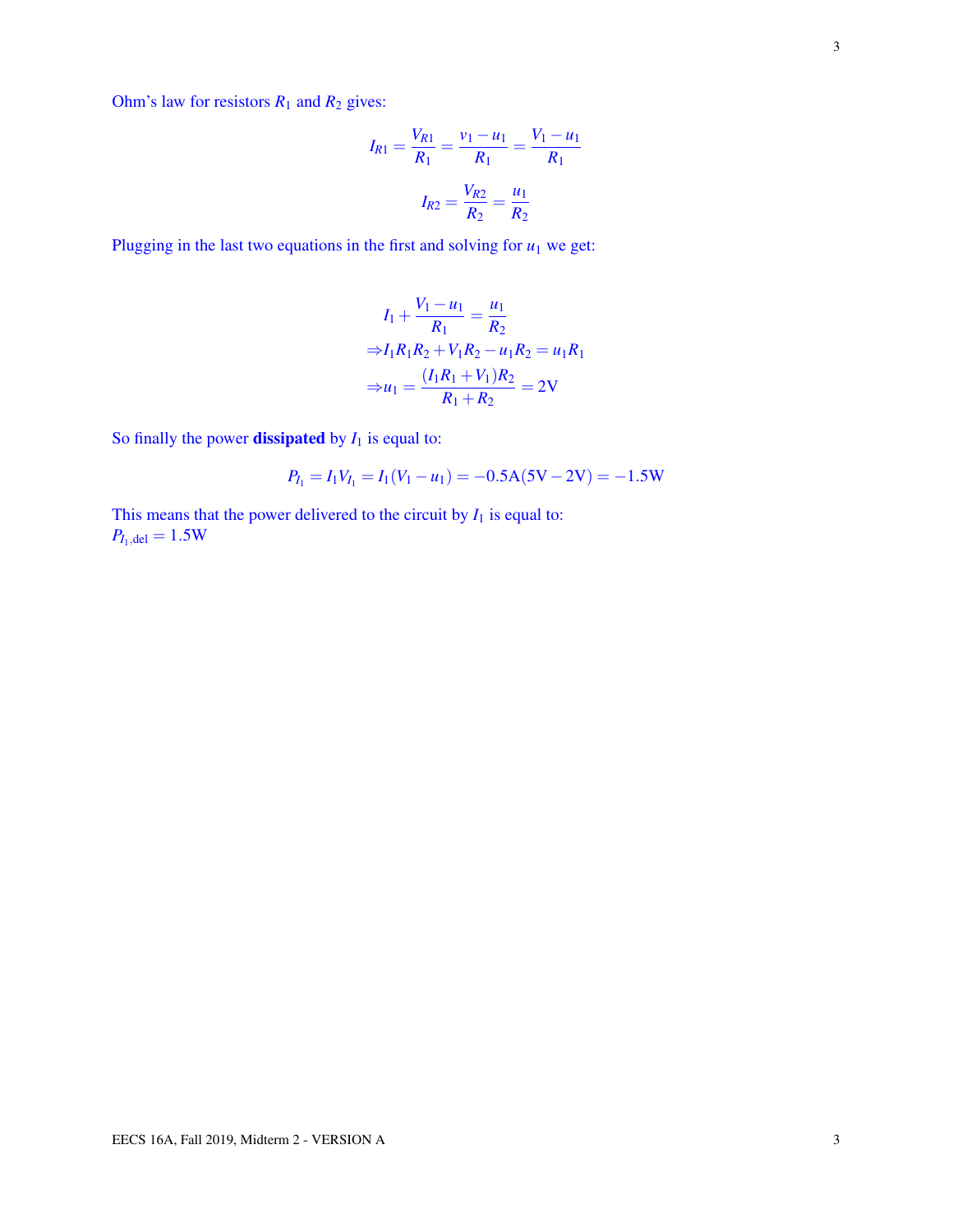Ohm's law for resistors $R_1$ and $R_2$ gives:

$$I_{R1} = \frac{V_{R1}}{R_1} = \frac{v_1 - u_1}{R_1} = \frac{V_1 - u_1}{R_1}$$

$$I_{R2} = \frac{V_{R2}}{R_2} = \frac{u_1}{R_2}$$

Plugging in the last two equations in the first and solving for $u_1$ we get:

$$I_1 + \frac{V_1 - u_1}{R_1} = \frac{u_1}{R_2}$$

$$\Rightarrow I_1 R_1 R_2 + V_1 R_2 - u_1 R_2 = u_1 R_1$$

$$\Rightarrow u_1 = \frac{(I_1 R_1 + V_1) R_2}{R_1 + R_2} = 2\text{V}$$

So finally the power **dissipated** by $I_1$ is equal to:

$$P_{I_1} = I_1 V_{I_1} = I_1(V_1 - u_1) = -0.5\text{A}(5\text{V} - 2\text{V}) = -1.5\text{W}$$

This means that the power delivered to the circuit by $I_1$ is equal to:
$P_{I_1,\text{del}} = 1.5\text{W}$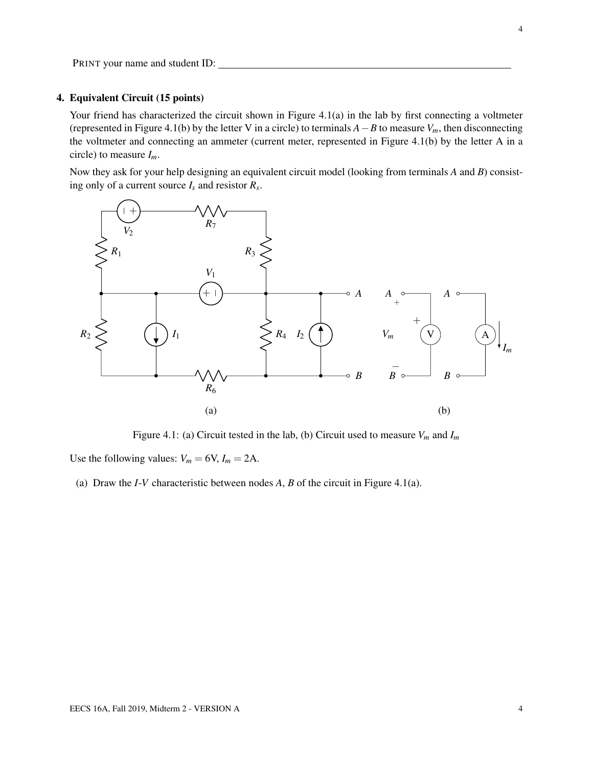PRINT your name and student ID: ____________________

## 4. Equivalent Circuit (15 points)

Your friend has characterized the circuit shown in Figure 4.1(a) in the lab by first connecting a voltmeter (represented in Figure 4.1(b) by the letter V in a circle) to terminals $A-B$ to measure $V_m$, then disconnecting the voltmeter and connecting an ammeter (current meter, represented in Figure 4.1(b) by the letter A in a circle) to measure $I_m$.

Now they ask for your help designing an equivalent circuit model (looking from terminals $A$ and $B$) consisting only of a current source $I_s$ and resistor $R_s$.

Figure 4.1: (a) Circuit tested in the lab, (b) Circuit used to measure $V_m$ and $I_m$

Use the following values: $V_m = 6\text{V}$, $I_m = 2\text{A}$.

(a) Draw the $I$-$V$ characteristic between nodes $A$, $B$ of the circuit in Figure 4.1(a).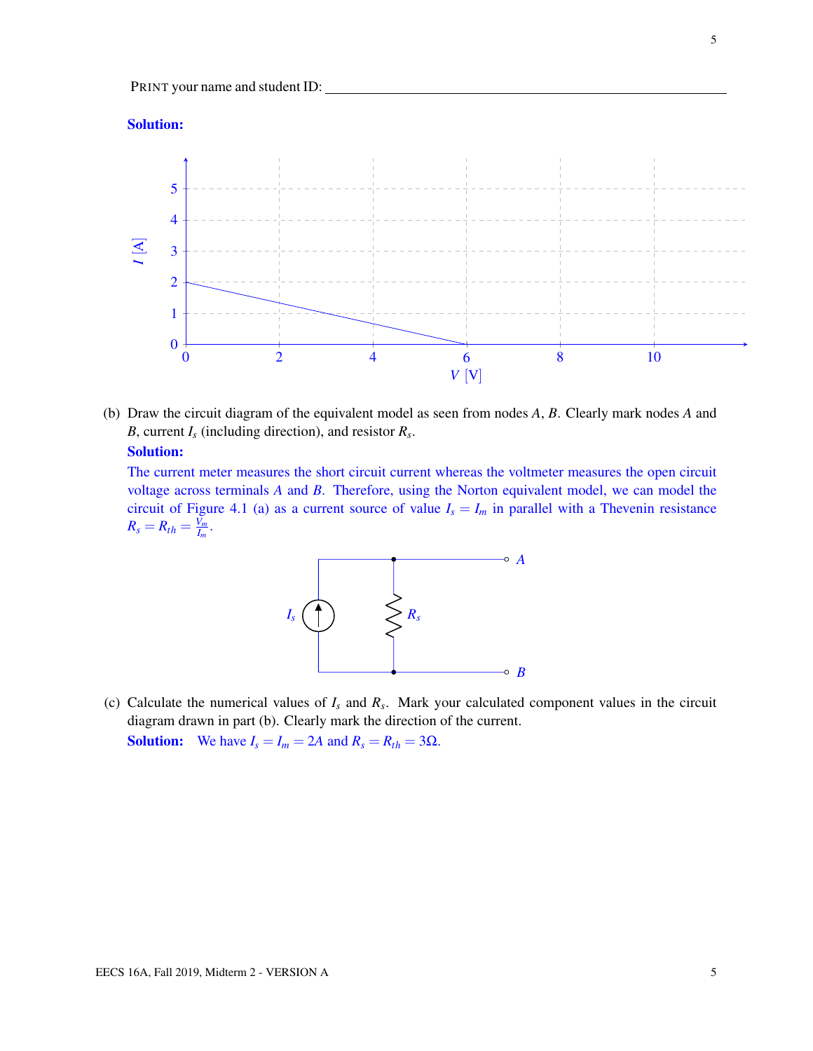PRINT your name and student ID: ___________________________________________

**Solution:**

(b) Draw the circuit diagram of the equivalent model as seen from nodes $A$, $B$. Clearly mark nodes $A$ and $B$, current $I_s$ (including direction), and resistor $R_s$.

**Solution:**

The current meter measures the short circuit current whereas the voltmeter measures the open circuit voltage across terminals $A$ and $B$. Therefore, using the Norton equivalent model, we can model the circuit of Figure 4.1 (a) as a current source of value $I_s = I_m$ in parallel with a Thevenin resistance $R_s = R_{th} = \frac{V_m}{I_m}$.

(c) Calculate the numerical values of $I_s$ and $R_s$. Mark your calculated component values in the circuit diagram drawn in part (b). Clearly mark the direction of the current.

**Solution:** We have $I_s = I_m = 2A$ and $R_s = R_{th} = 3\Omega$.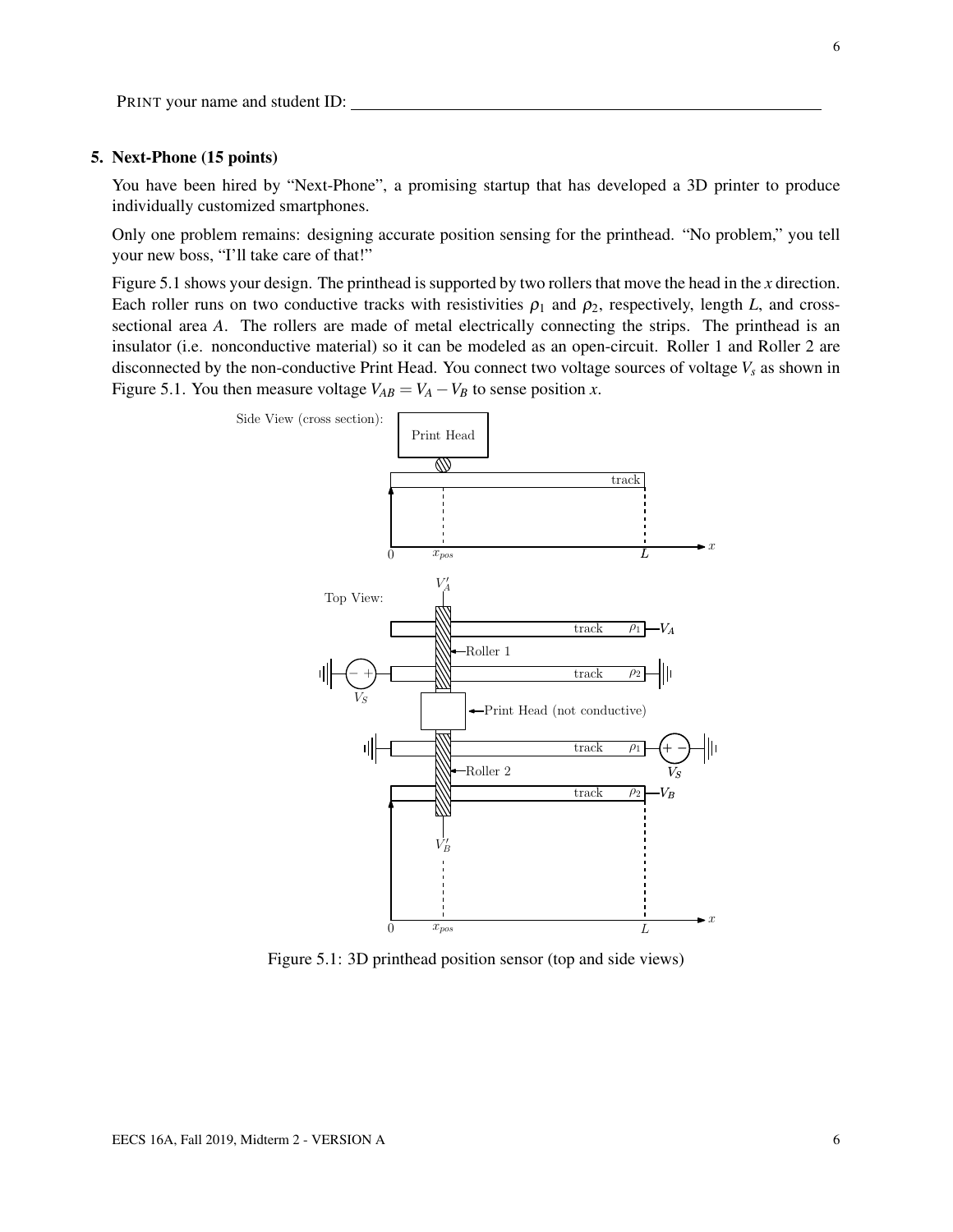PRINT your name and student ID: ____________________

**5. Next-Phone (15 points)**

You have been hired by "Next-Phone", a promising startup that has developed a 3D printer to produce individually customized smartphones.

Only one problem remains: designing accurate position sensing for the printhead. "No problem," you tell your new boss, "I'll take care of that!"

Figure 5.1 shows your design. The printhead is supported by two rollers that move the head in the $x$ direction. Each roller runs on two conductive tracks with resistivities $\rho_1$ and $\rho_2$, respectively, length $L$, and cross-sectional area $A$. The rollers are made of metal electrically connecting the strips. The printhead is an insulator (i.e. nonconductive material) so it can be modeled as an open-circuit. Roller 1 and Roller 2 are disconnected by the non-conductive Print Head. You connect two voltage sources of voltage $V_s$ as shown in Figure 5.1. You then measure voltage $V_{AB} = V_A - V_B$ to sense position $x$.

Figure 5.1: 3D printhead position sensor (top and side views)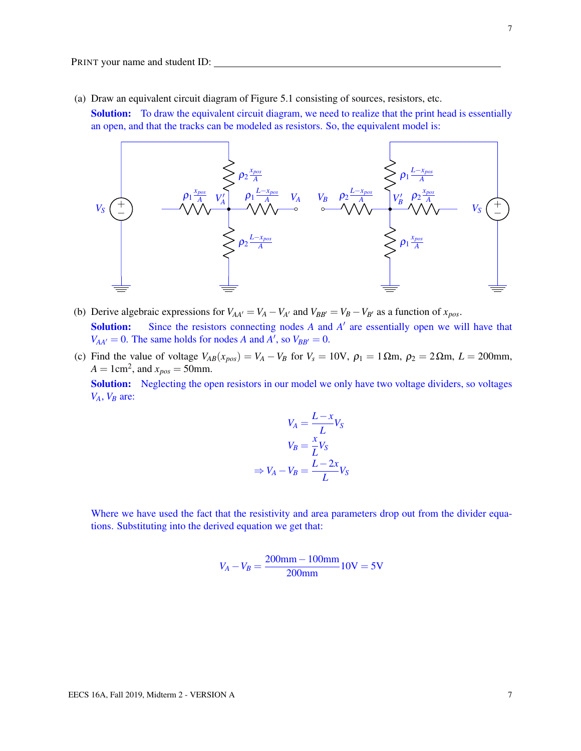PRINT your name and student ID: ______________________________

(a) Draw an equivalent circuit diagram of Figure 5.1 consisting of sources, resistors, etc.

**Solution:** To draw the equivalent circuit diagram, we need to realize that the print head is essentially an open, and that the tracks can be modeled as resistors. So, the equivalent model is:

(b) Derive algebraic expressions for $V_{AA'} = V_A - V_{A'}$ and $V_{BB'} = V_B - V_{B'}$ as a function of $x_{pos}$.

**Solution:** Since the resistors connecting nodes $A$ and $A'$ are essentially open we will have that $V_{AA'} = 0$. The same holds for nodes $A$ and $A'$, so $V_{BB'} = 0$.

(c) Find the value of voltage $V_{AB}(x_{pos}) = V_A - V_B$ for $V_s = 10\text{V}$, $\rho_1 = 1\,\Omega\text{m}$, $\rho_2 = 2\,\Omega\text{m}$, $L = 200\text{mm}$, $A = 1\text{cm}^2$, and $x_{pos} = 50\text{mm}$.

**Solution:** Neglecting the open resistors in our model we only have two voltage dividers, so voltages $V_A$, $V_B$ are:

$$V_A = \frac{L-x}{L} V_S$$

$$V_B = \frac{x}{L} V_S$$

$$\Rightarrow V_A - V_B = \frac{L-2x}{L} V_S$$

Where we have used the fact that the resistivity and area parameters drop out from the divider equations. Substituting into the derived equation we get that:

$$V_A - V_B = \frac{200\text{mm} - 100\text{mm}}{200\text{mm}} 10\text{V} = 5\text{V}$$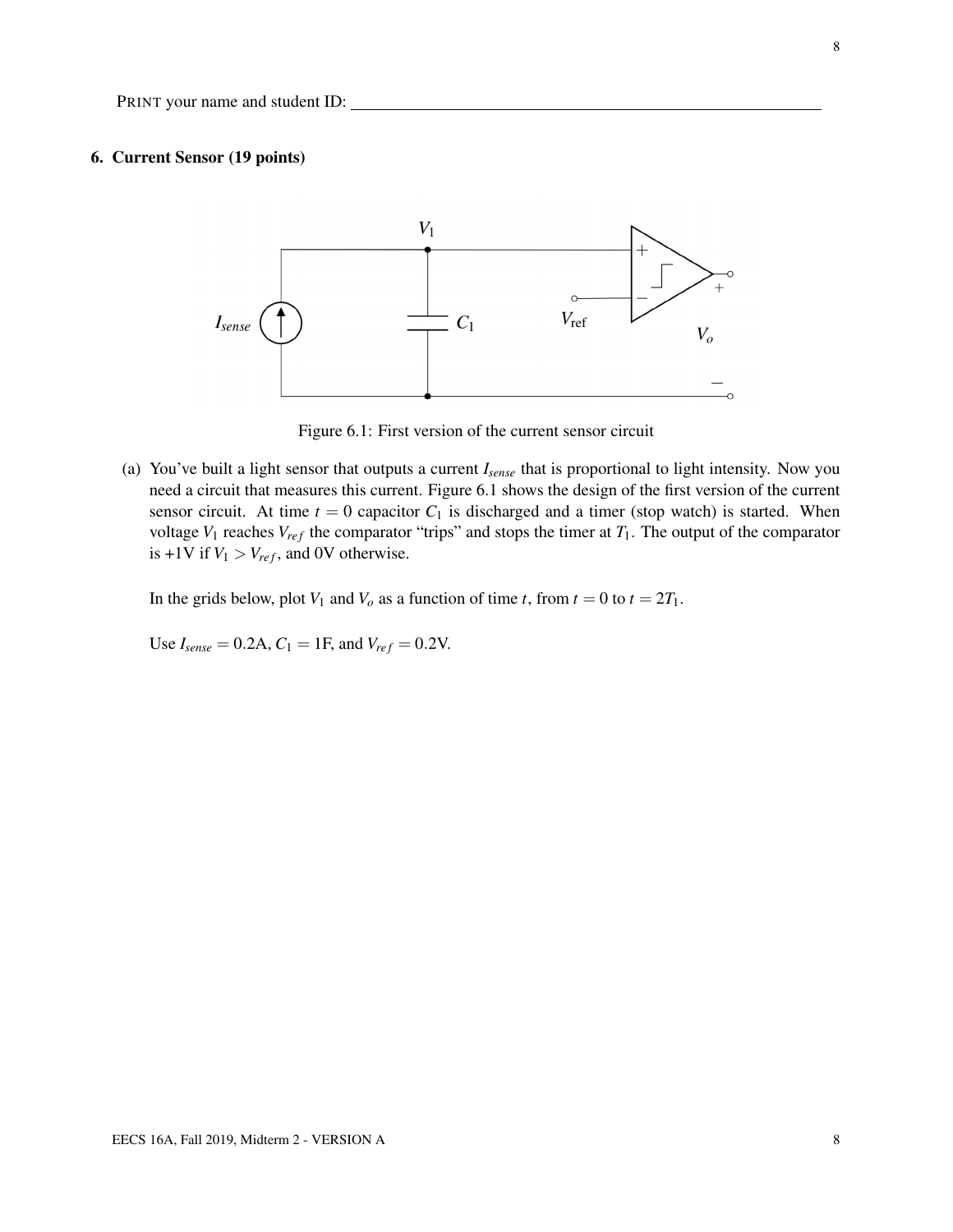PRINT your name and student ID: ____________________________________________

## 6. Current Sensor (19 points)

Figure 6.1: First version of the current sensor circuit

(a) You've built a light sensor that outputs a current $I_{sense}$ that is proportional to light intensity. Now you need a circuit that measures this current. Figure 6.1 shows the design of the first version of the current sensor circuit. At time $t = 0$ capacitor $C_1$ is discharged and a timer (stop watch) is started. When voltage $V_1$ reaches $V_{ref}$ the comparator "trips" and stops the timer at $T_1$. The output of the comparator is +1V if $V_1 > V_{ref}$, and 0V otherwise.

In the grids below, plot $V_1$ and $V_o$ as a function of time $t$, from $t = 0$ to $t = 2T_1$.

Use $I_{sense} = 0.2\text{A}$, $C_1 = 1\text{F}$, and $V_{ref} = 0.2\text{V}$.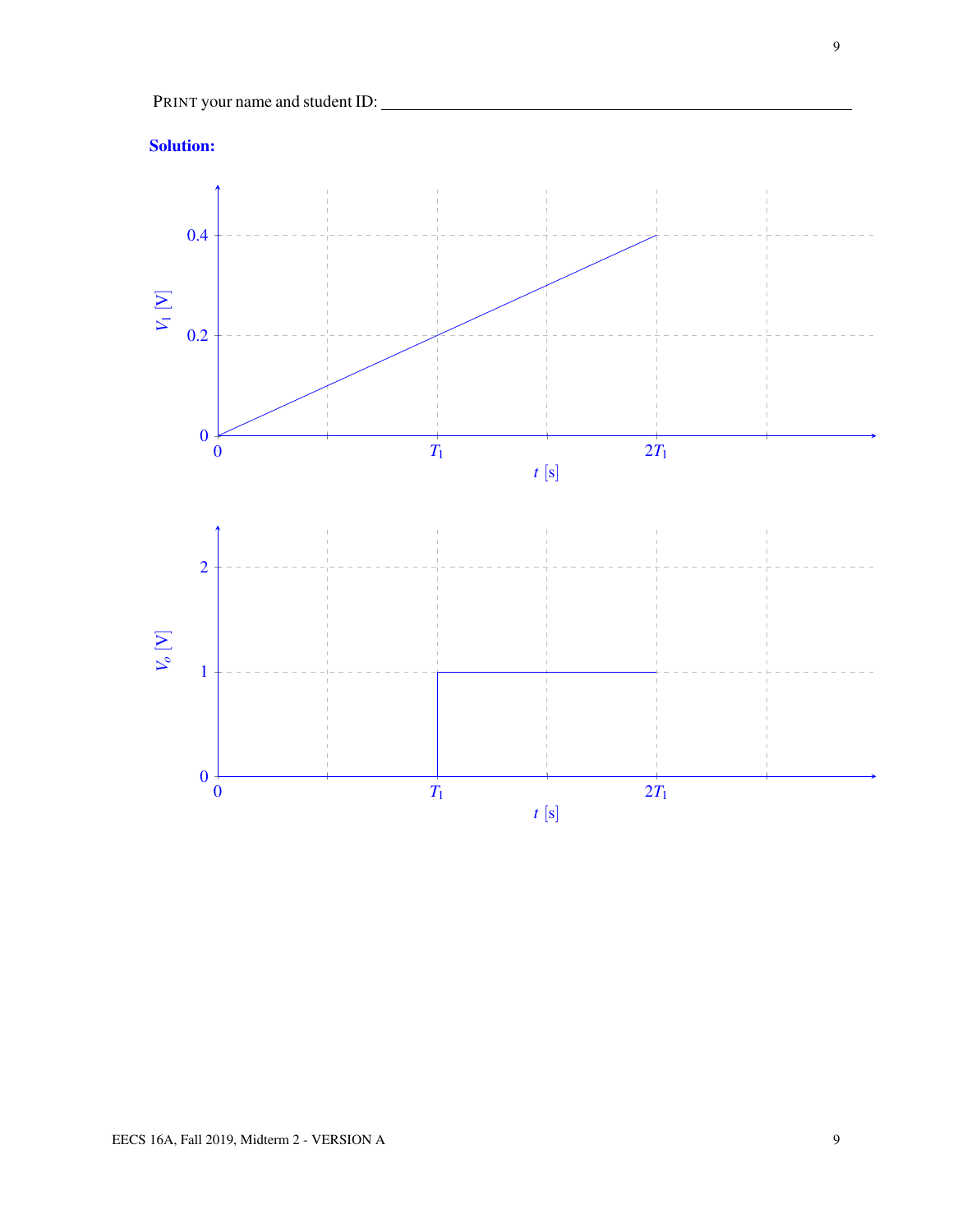PRINT your name and student ID: ________________________________

**Solution:**

$V_1$ [V]

0.4

0.2

0

0 $T_1$ $2T_1$

$t$ [s]

$V_o$ [V]

2

1

0

0 $T_1$ $2T_1$

$t$ [s]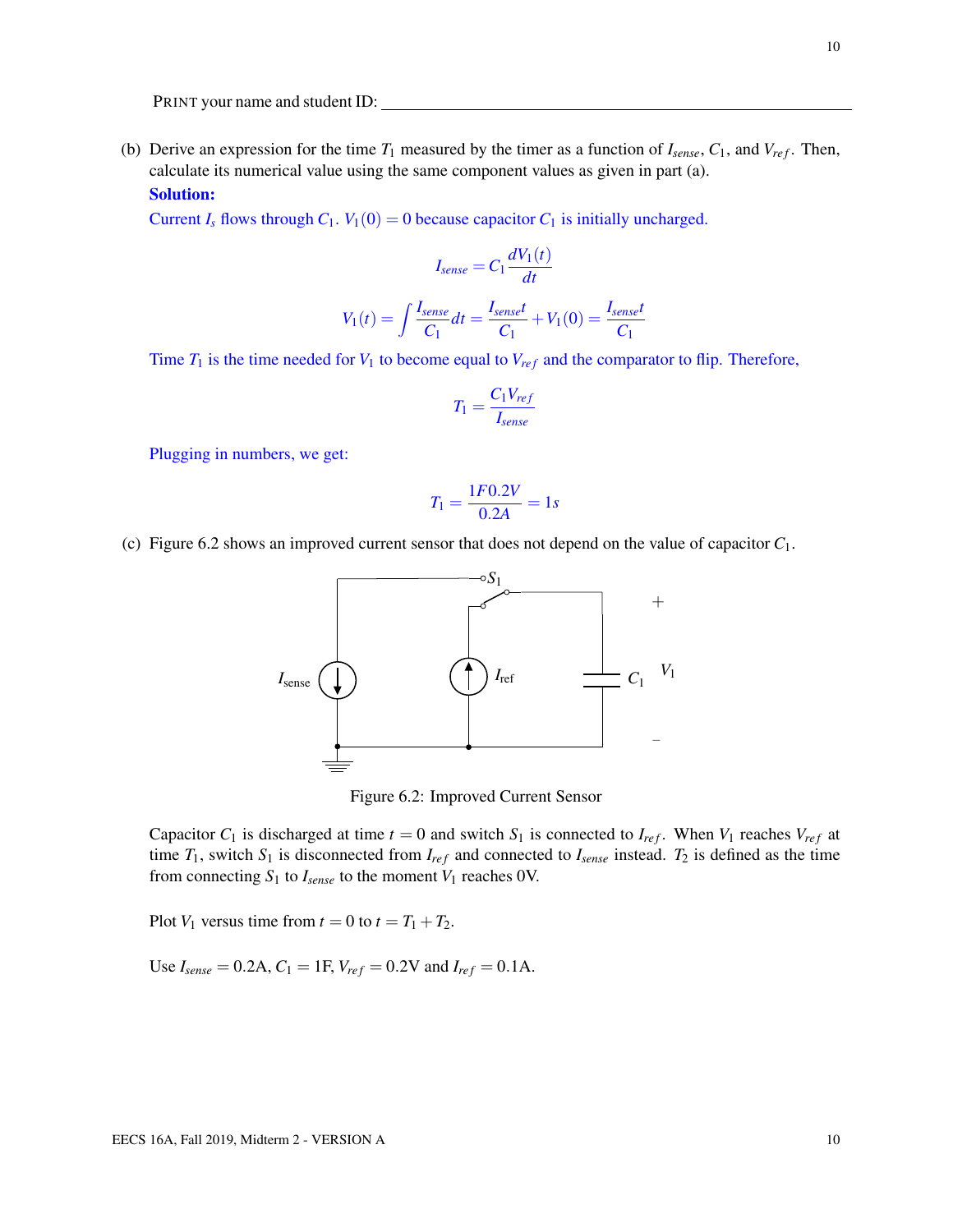PRINT your name and student ID: ______________________________

(b) Derive an expression for the time $T_1$ measured by the timer as a function of $I_{sense}$, $C_1$, and $V_{ref}$. Then, calculate its numerical value using the same component values as given in part (a).

**Solution:**

Current $I_s$ flows through $C_1$. $V_1(0) = 0$ because capacitor $C_1$ is initially uncharged.

$$I_{sense} = C_1 \frac{dV_1(t)}{dt}$$

$$V_1(t) = \int \frac{I_{sense}}{C_1} dt = \frac{I_{sense} t}{C_1} + V_1(0) = \frac{I_{sense} t}{C_1}$$

Time $T_1$ is the time needed for $V_1$ to become equal to $V_{ref}$ and the comparator to flip. Therefore,

$$T_1 = \frac{C_1 V_{ref}}{I_{sense}}$$

Plugging in numbers, we get:

$$T_1 = \frac{1F 0.2V}{0.2A} = 1s$$

(c) Figure 6.2 shows an improved current sensor that does not depend on the value of capacitor $C_1$.

Figure 6.2: Improved Current Sensor

Capacitor $C_1$ is discharged at time $t = 0$ and switch $S_1$ is connected to $I_{ref}$. When $V_1$ reaches $V_{ref}$ at time $T_1$, switch $S_1$ is disconnected from $I_{ref}$ and connected to $I_{sense}$ instead. $T_2$ is defined as the time from connecting $S_1$ to $I_{sense}$ to the moment $V_1$ reaches 0V.

Plot $V_1$ versus time from $t = 0$ to $t = T_1 + T_2$.

Use $I_{sense} = 0.2$A, $C_1 = 1$F, $V_{ref} = 0.2$V and $I_{ref} = 0.1$A.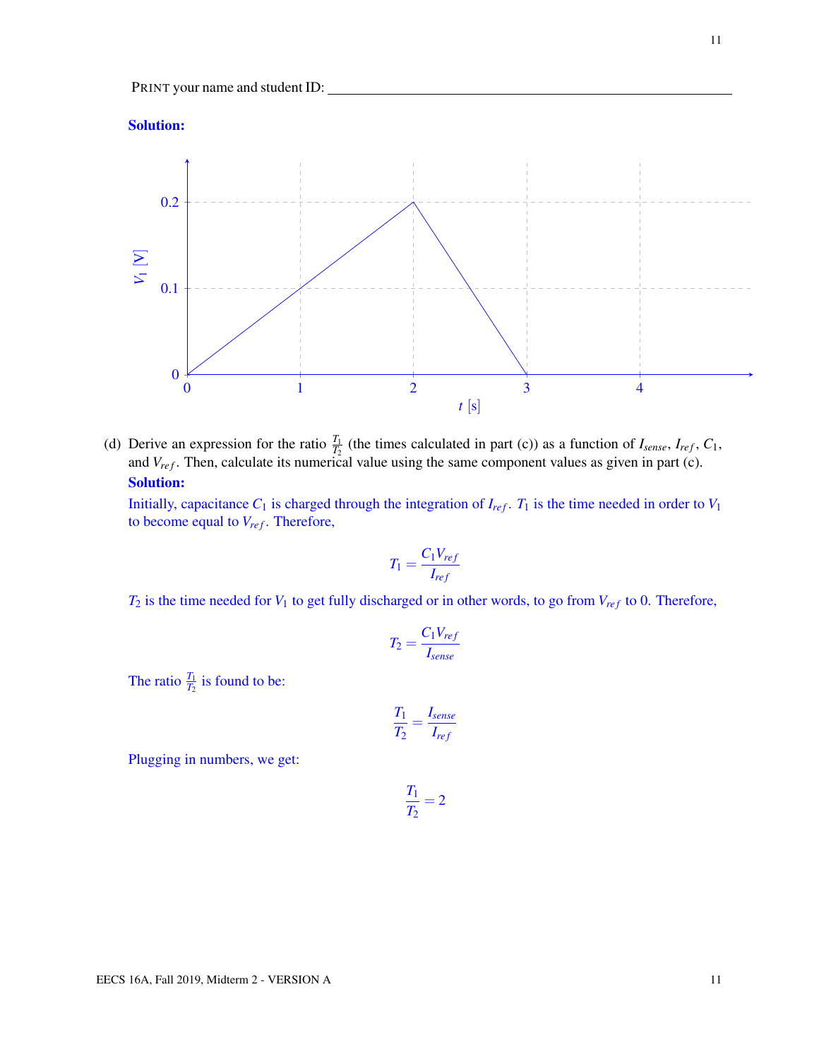PRINT your name and student ID: \_\_\_\_\_\_\_\_\_\_\_\_\_\_\_\_\_\_\_\_\_\_\_\_\_\_\_\_\_\_\_\_\_\_\_\_\_\_\_\_\_\_\_\_\_\_

**Solution:**

(d) Derive an expression for the ratio $\frac{T_1}{T_2}$ (the times calculated in part (c)) as a function of $I_{sense}$, $I_{ref}$, $C_1$, and $V_{ref}$. Then, calculate its numerical value using the same component values as given in part (c).

**Solution:**

Initially, capacitance $C_1$ is charged through the integration of $I_{ref}$. $T_1$ is the time needed in order to $V_1$ to become equal to $V_{ref}$. Therefore,

$$T_1 = \frac{C_1 V_{ref}}{I_{ref}}$$

$T_2$ is the time needed for $V_1$ to get fully discharged or in other words, to go from $V_{ref}$ to 0. Therefore,

$$T_2 = \frac{C_1 V_{ref}}{I_{sense}}$$

The ratio $\frac{T_1}{T_2}$ is found to be:

$$\frac{T_1}{T_2} = \frac{I_{sense}}{I_{ref}}$$

Plugging in numbers, we get:

$$\frac{T_1}{T_2} = 2$$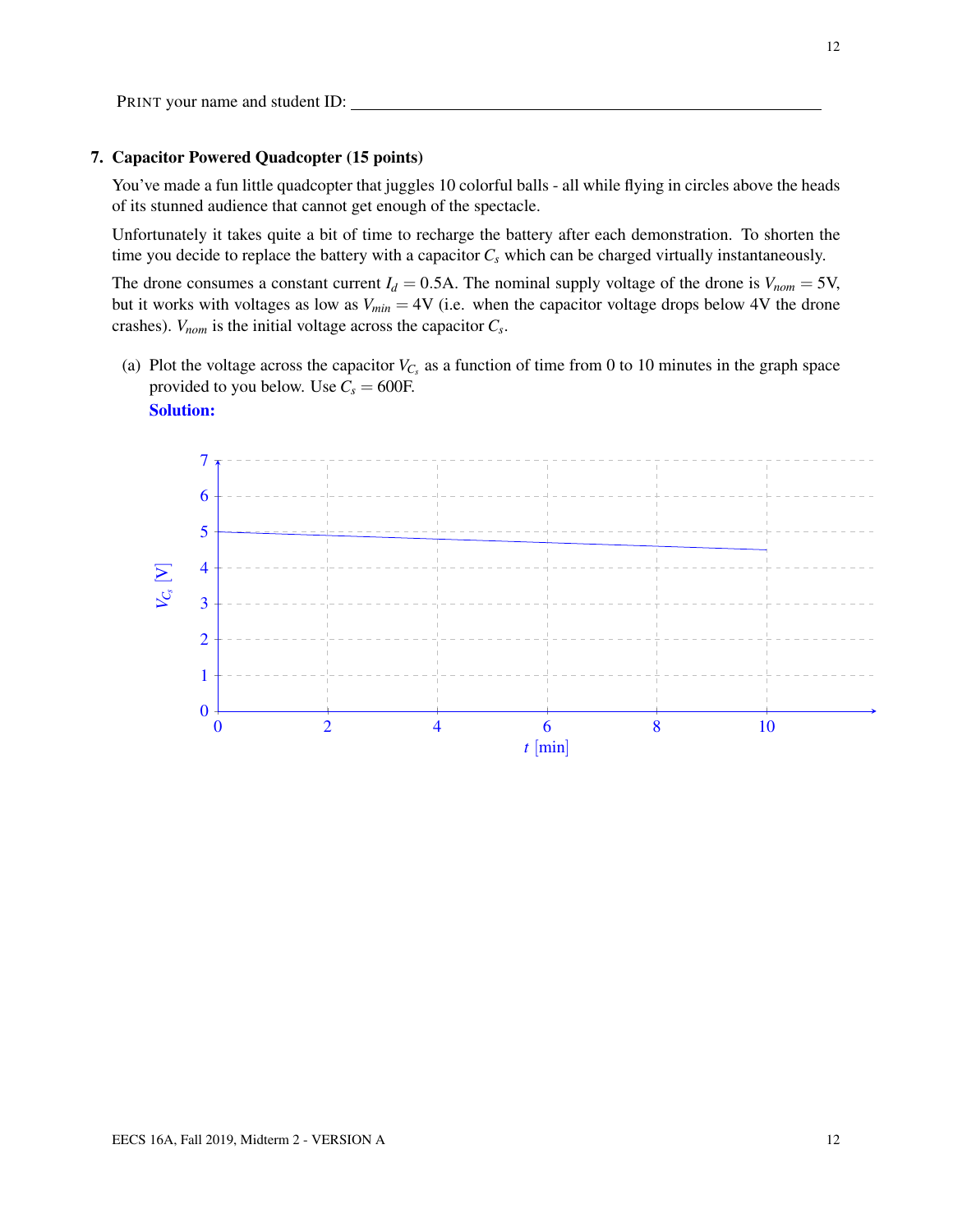PRINT your name and student ID: ________________________________________

## 7. Capacitor Powered Quadcopter (15 points)

You've made a fun little quadcopter that juggles 10 colorful balls - all while flying in circles above the heads of its stunned audience that cannot get enough of the spectacle.

Unfortunately it takes quite a bit of time to recharge the battery after each demonstration. To shorten the time you decide to replace the battery with a capacitor $C_s$ which can be charged virtually instantaneously.

The drone consumes a constant current $I_d = 0.5$A. The nominal supply voltage of the drone is $V_{nom} = 5$V, but it works with voltages as low as $V_{min} = 4$V (i.e. when the capacitor voltage drops below 4V the drone crashes). $V_{nom}$ is the initial voltage across the capacitor $C_s$.

(a) Plot the voltage across the capacitor $V_{C_s}$ as a function of time from 0 to 10 minutes in the graph space provided to you below. Use $C_s = 600$F.

**Solution:**

Plot of $V_{C_s}$ [V] (vertical axis, 0 to 7) versus $t$ [min] (horizontal axis, 0 to 10): a straight line decreasing linearly from 5 V at $t = 0$ to 4.5 V at $t = 10$ min.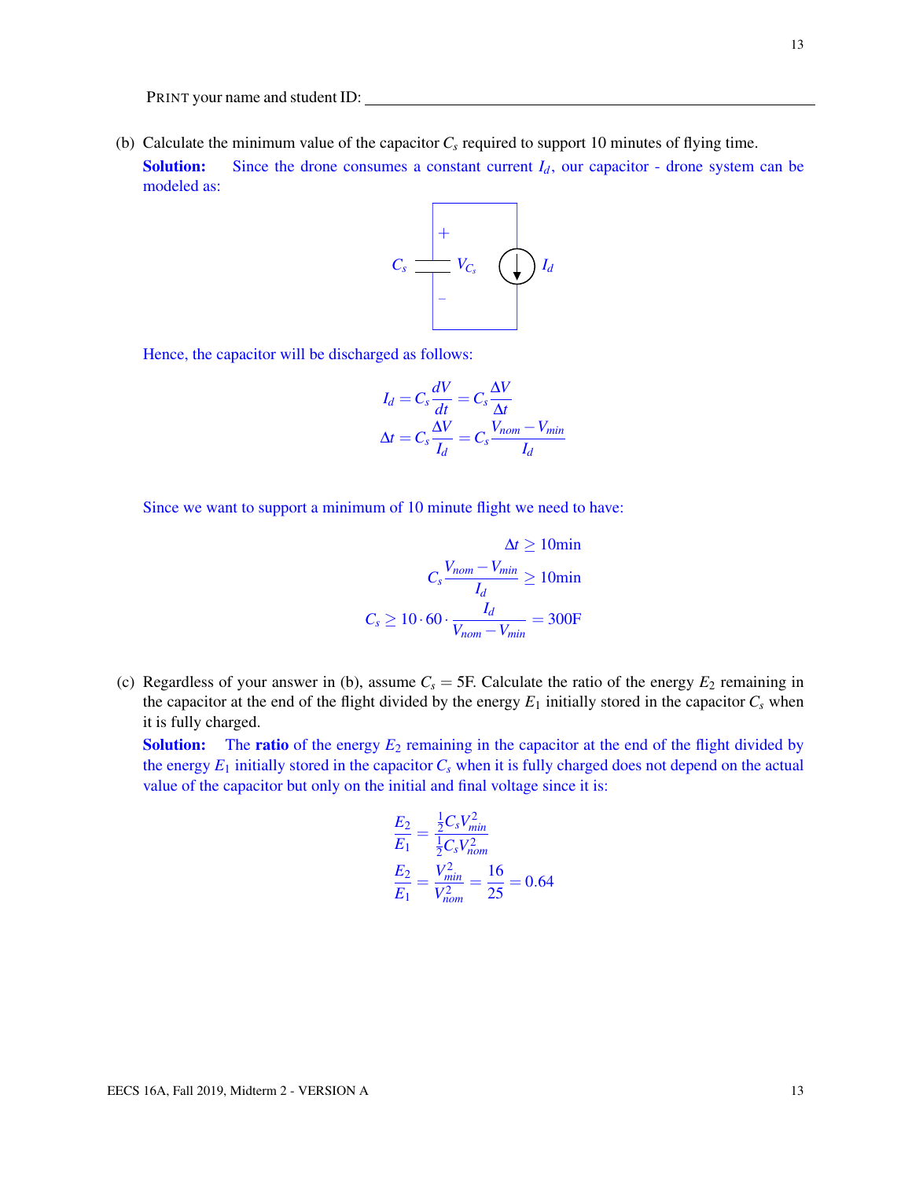PRINT your name and student ID: ______________________________

(b) Calculate the minimum value of the capacitor $C_s$ required to support 10 minutes of flying time.

**Solution:** Since the drone consumes a constant current $I_d$, our capacitor - drone system can be modeled as:

Hence, the capacitor will be discharged as follows:

$$I_d = C_s \frac{dV}{dt} = C_s \frac{\Delta V}{\Delta t}$$
$$\Delta t = C_s \frac{\Delta V}{I_d} = C_s \frac{V_{nom} - V_{min}}{I_d}$$

Since we want to support a minimum of 10 minute flight we need to have:

$$\Delta t \geq 10\text{min}$$
$$C_s \frac{V_{nom} - V_{min}}{I_d} \geq 10\text{min}$$
$$C_s \geq 10 \cdot 60 \cdot \frac{I_d}{V_{nom} - V_{min}} = 300\text{F}$$

(c) Regardless of your answer in (b), assume $C_s = 5\text{F}$. Calculate the ratio of the energy $E_2$ remaining in the capacitor at the end of the flight divided by the energy $E_1$ initially stored in the capacitor $C_s$ when it is fully charged.

**Solution:** The **ratio** of the energy $E_2$ remaining in the capacitor at the end of the flight divided by the energy $E_1$ initially stored in the capacitor $C_s$ when it is fully charged does not depend on the actual value of the capacitor but only on the initial and final voltage since it is:

$$\frac{E_2}{E_1} = \frac{\frac{1}{2} C_s V_{min}^2}{\frac{1}{2} C_s V_{nom}^2}$$
$$\frac{E_2}{E_1} = \frac{V_{min}^2}{V_{nom}^2} = \frac{16}{25} = 0.64$$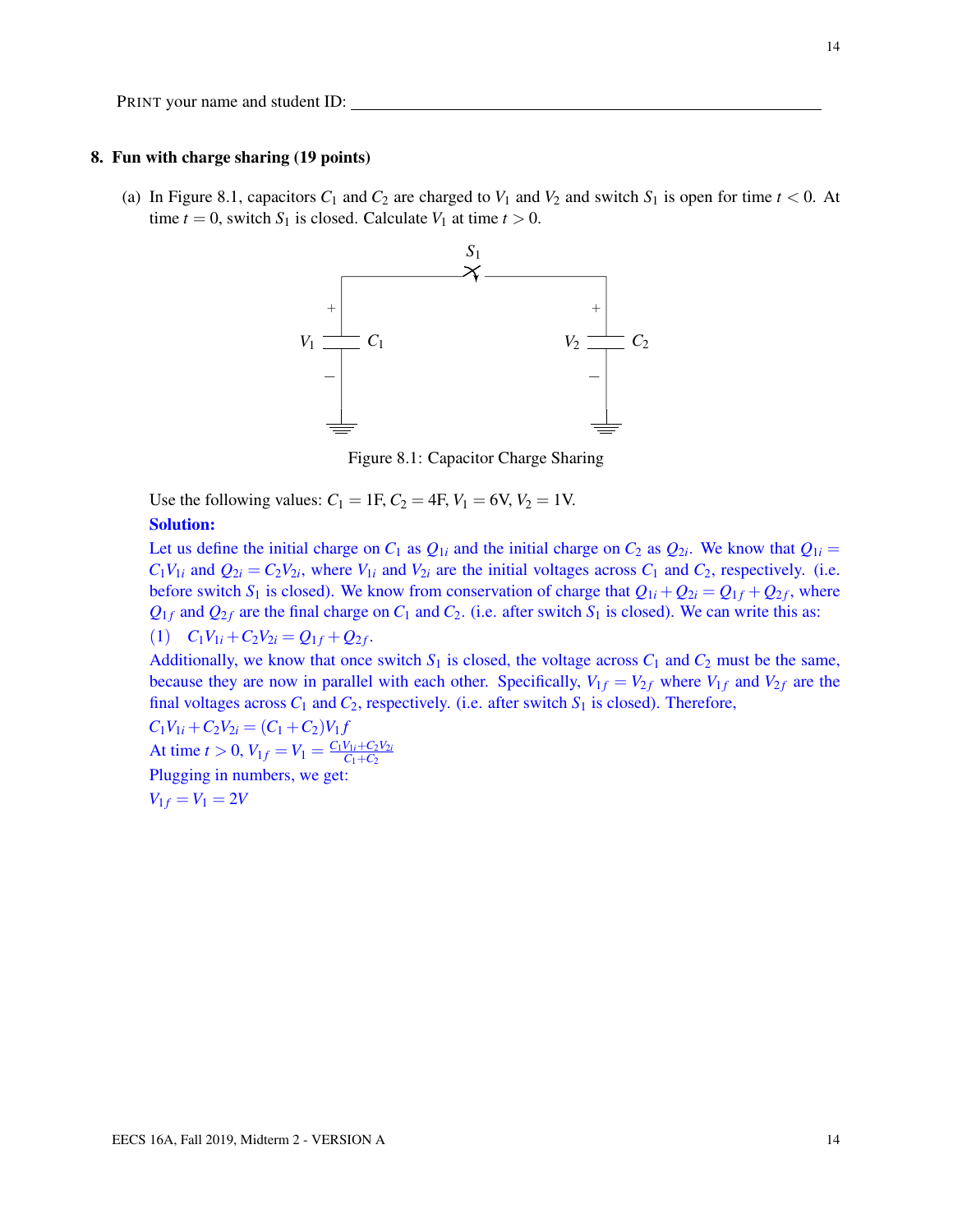PRINT your name and student ID: ______________________________

## 8. Fun with charge sharing (19 points)

(a) In Figure 8.1, capacitors $C_1$ and $C_2$ are charged to $V_1$ and $V_2$ and switch $S_1$ is open for time $t < 0$. At time $t = 0$, switch $S_1$ is closed. Calculate $V_1$ at time $t > 0$.

Figure 8.1: Capacitor Charge Sharing

Use the following values: $C_1 = 1\text{F}$, $C_2 = 4\text{F}$, $V_1 = 6\text{V}$, $V_2 = 1\text{V}$.

**Solution:**

Let us define the initial charge on $C_1$ as $Q_{1i}$ and the initial charge on $C_2$ as $Q_{2i}$. We know that $Q_{1i} = C_1 V_{1i}$ and $Q_{2i} = C_2 V_{2i}$, where $V_{1i}$ and $V_{2i}$ are the initial voltages across $C_1$ and $C_2$, respectively. (i.e. before switch $S_1$ is closed). We know from conservation of charge that $Q_{1i} + Q_{2i} = Q_{1f} + Q_{2f}$, where $Q_{1f}$ and $Q_{2f}$ are the final charge on $C_1$ and $C_2$. (i.e. after switch $S_1$ is closed). We can write this as:

(1) $\quad C_1 V_{1i} + C_2 V_{2i} = Q_{1f} + Q_{2f}$.

Additionally, we know that once switch $S_1$ is closed, the voltage across $C_1$ and $C_2$ must be the same, because they are now in parallel with each other. Specifically, $V_{1f} = V_{2f}$ where $V_{1f}$ and $V_{2f}$ are the final voltages across $C_1$ and $C_2$, respectively. (i.e. after switch $S_1$ is closed). Therefore,

$C_1 V_{1i} + C_2 V_{2i} = (C_1 + C_2) V_1 f$

At time $t > 0$, $V_{1f} = V_1 = \frac{C_1 V_{1i} + C_2 V_{2i}}{C_1 + C_2}$

Plugging in numbers, we get:

$V_{1f} = V_1 = 2V$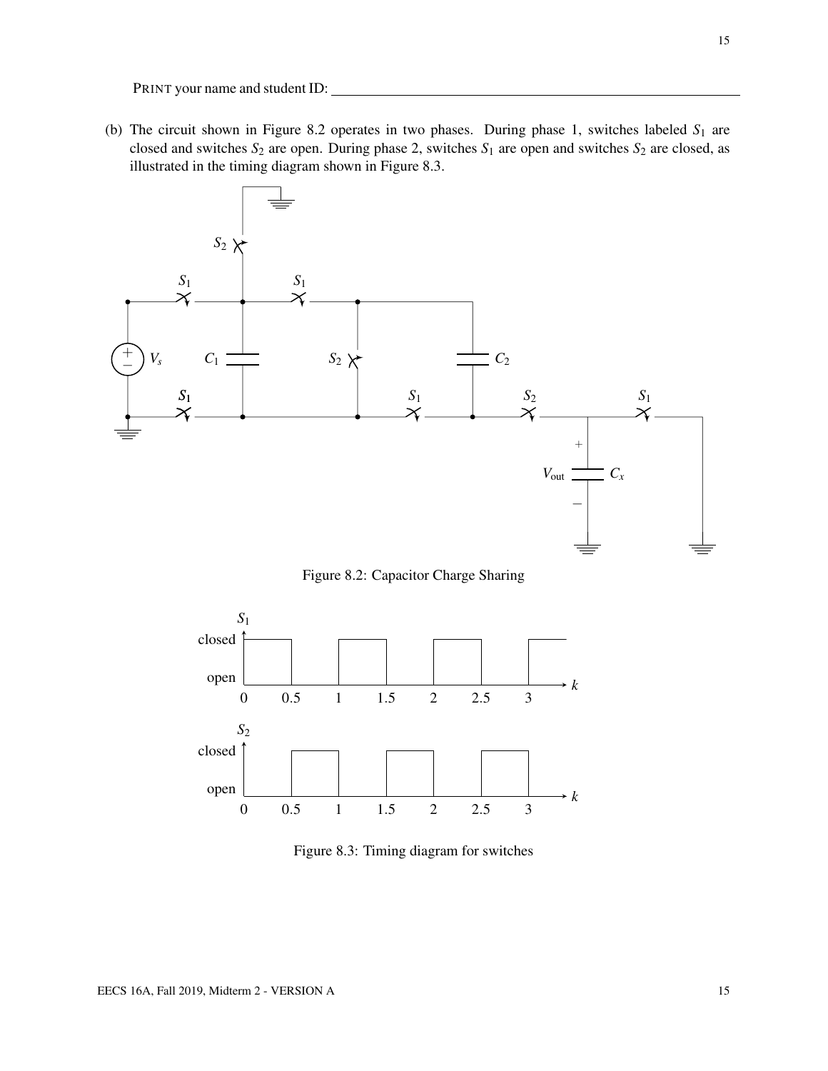PRINT your name and student ID: \_\_\_\_\_\_\_\_\_\_\_\_\_\_\_\_\_\_\_\_\_\_\_\_\_\_\_\_\_\_\_\_

(b) The circuit shown in Figure 8.2 operates in two phases. During phase 1, switches labeled $S_1$ are closed and switches $S_2$ are open. During phase 2, switches $S_1$ are open and switches $S_2$ are closed, as illustrated in the timing diagram shown in Figure 8.3.

Figure 8.2: Capacitor Charge Sharing

Figure 8.3: Timing diagram for switches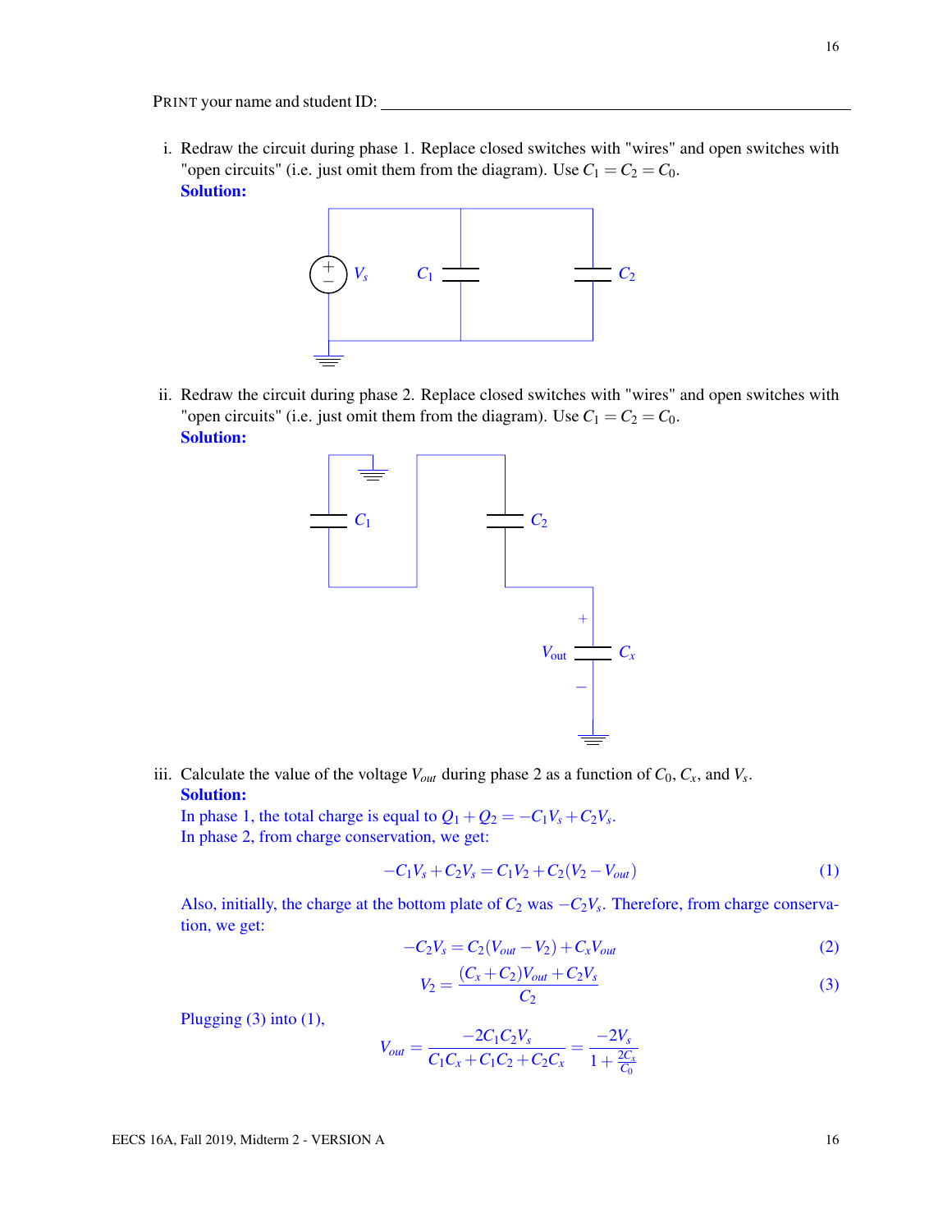PRINT your name and student ID: ____________________________________________

i. Redraw the circuit during phase 1. Replace closed switches with "wires" and open switches with "open circuits" (i.e. just omit them from the diagram). Use $C_1 = C_2 = C_0$.

**Solution:**

$V_s$ $C_1$ $C_2$

ii. Redraw the circuit during phase 2. Replace closed switches with "wires" and open switches with "open circuits" (i.e. just omit them from the diagram). Use $C_1 = C_2 = C_0$.

**Solution:**

$C_1$ $C_2$

+

$V_{\text{out}}$ $C_x$

−

iii. Calculate the value of the voltage $V_{out}$ during phase 2 as a function of $C_0$, $C_x$, and $V_s$.

**Solution:**

In phase 1, the total charge is equal to $Q_1 + Q_2 = -C_1 V_s + C_2 V_s$.

In phase 2, from charge conservation, we get:

$$-C_1 V_s + C_2 V_s = C_1 V_2 + C_2 (V_2 - V_{out}) \tag{1}$$

Also, initially, the charge at the bottom plate of $C_2$ was $-C_2 V_s$. Therefore, from charge conservation, we get:

$$-C_2 V_s = C_2 (V_{out} - V_2) + C_x V_{out} \tag{2}$$

$$V_2 = \frac{(C_x + C_2) V_{out} + C_2 V_s}{C_2} \tag{3}$$

Plugging (3) into (1),

$$V_{out} = \frac{-2 C_1 C_2 V_s}{C_1 C_x + C_1 C_2 + C_2 C_x} = \frac{-2 V_s}{1 + \frac{2 C_x}{C_0}}$$